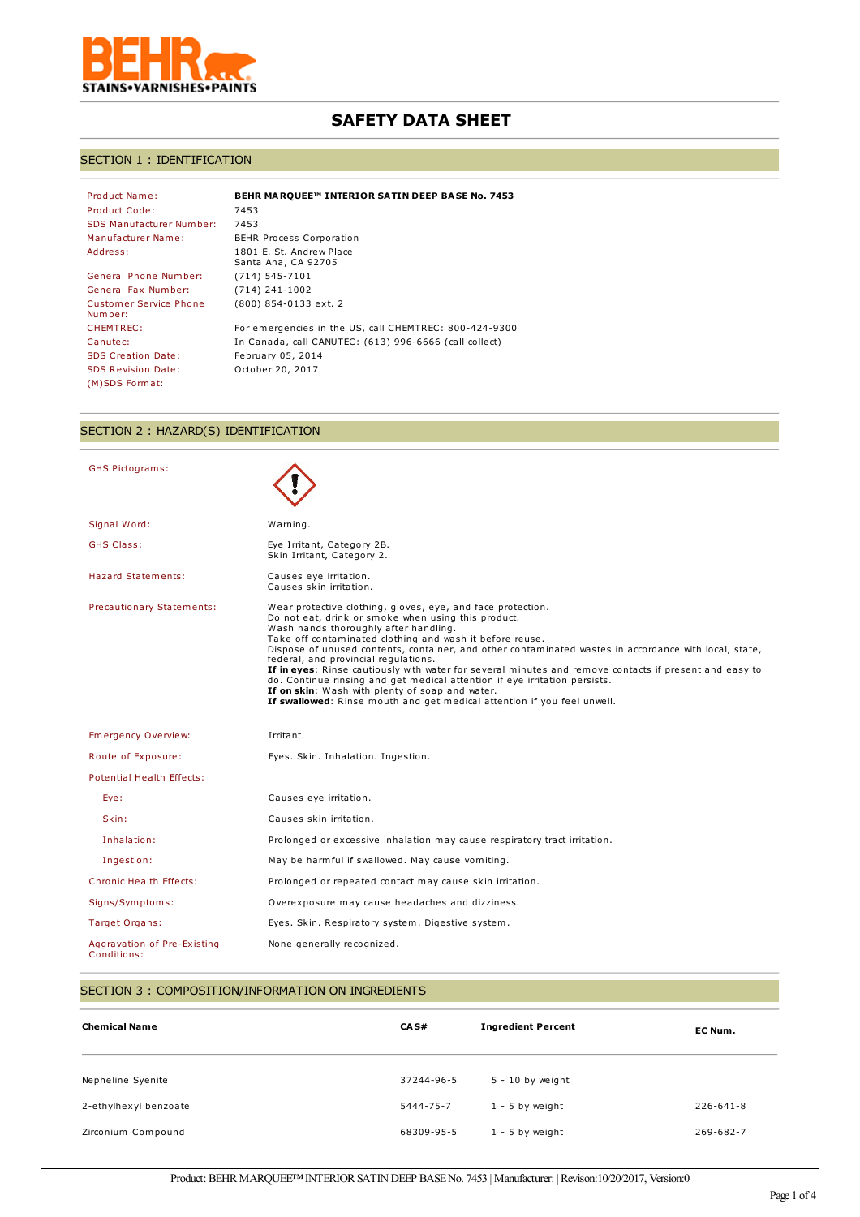BEHR STAINS•VARNISHES•PAINTS

# SAFETY DATA SHEET

## SECTION 1 : IDENTIFICATION

| | |
|---|---|
| Product Name: | **BEHR MARQUEE™ INTERIOR SATIN DEEP BASE No. 7453** |
| Product Code: | 7453 |
| SDS Manufacturer Number: | 7453 |
| Manufacturer Name: | BEHR Process Corporation |
| Address: | 1801 E. St. Andrew Place<br>Santa Ana, CA 92705 |
| General Phone Number: | (714) 545-7101 |
| General Fax Number: | (714) 241-1002 |
| Customer Service Phone Number: | (800) 854-0133 ext. 2 |
| CHEMTREC: | For emergencies in the US, call CHEMTREC: 800-424-9300 |
| Canutec: | In Canada, call CANUTEC: (613) 996-6666 (call collect) |
| SDS Creation Date: | February 05, 2014 |
| SDS Revision Date: | October 20, 2017 |
| (M)SDS Format: | |

## SECTION 2 : HAZARD(S) IDENTIFICATION

| | |
|---|---|
| GHS Pictograms: | |
| Signal Word: | Warning. |
| GHS Class: | Eye Irritant, Category 2B.<br>Skin Irritant, Category 2. |
| Hazard Statements: | Causes eye irritation.<br>Causes skin irritation. |
| Precautionary Statements: | Wear protective clothing, gloves, eye, and face protection.<br>Do not eat, drink or smoke when using this product.<br>Wash hands thoroughly after handling.<br>Take off contaminated clothing and wash it before reuse.<br>Dispose of unused contents, container, and other contaminated wastes in accordance with local, state, federal, and provincial regulations.<br>**If in eyes**: Rinse cautiously with water for several minutes and remove contacts if present and easy to do. Continue rinsing and get medical attention if eye irritation persists.<br>**If on skin**: Wash with plenty of soap and water.<br>**If swallowed**: Rinse mouth and get medical attention if you feel unwell. |
| Emergency Overview: | Irritant. |
| Route of Exposure: | Eyes. Skin. Inhalation. Ingestion. |
| Potential Health Effects: | |
| Eye: | Causes eye irritation. |
| Skin: | Causes skin irritation. |
| Inhalation: | Prolonged or excessive inhalation may cause respiratory tract irritation. |
| Ingestion: | May be harmful if swallowed. May cause vomiting. |
| Chronic Health Effects: | Prolonged or repeated contact may cause skin irritation. |
| Signs/Symptoms: | Overexposure may cause headaches and dizziness. |
| Target Organs: | Eyes. Skin. Respiratory system. Digestive system. |
| Aggravation of Pre-Existing Conditions: | None generally recognized. |

## SECTION 3 : COMPOSITION/INFORMATION ON INGREDIENTS

| Chemical Name | CAS# | Ingredient Percent | EC Num. |
|---|---|---|---|
| Nepheline Syenite | 37244-96-5 | 5 - 10 by weight | |
| 2-ethylhexyl benzoate | 5444-75-7 | 1 - 5 by weight | 226-641-8 |
| Zirconium Compound | 68309-95-5 | 1 - 5 by weight | 269-682-7 |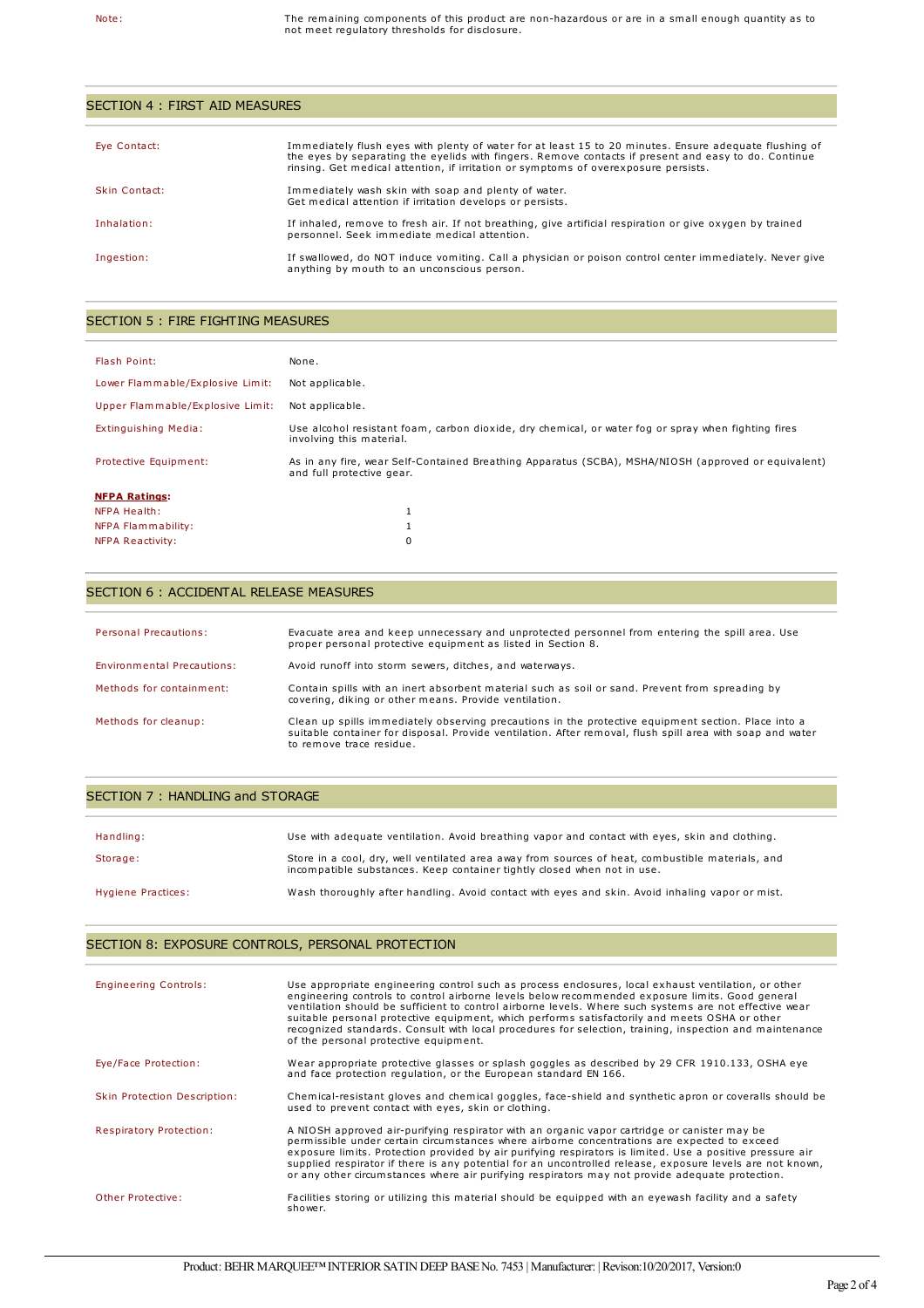| | |
|---|---|
| Note: | The remaining components of this product are non-hazardous or are in a small enough quantity as to not meet regulatory thresholds for disclosure. |

## SECTION 4 : FIRST AID MEASURES

| | |
|---|---|
| Eye Contact: | Immediately flush eyes with plenty of water for at least 15 to 20 minutes. Ensure adequate flushing of the eyes by separating the eyelids with fingers. Remove contacts if present and easy to do. Continue rinsing. Get medical attention, if irritation or symptoms of overexposure persists. |
| Skin Contact: | Immediately wash skin with soap and plenty of water. Get medical attention if irritation develops or persists. |
| Inhalation: | If inhaled, remove to fresh air. If not breathing, give artificial respiration or give oxygen by trained personnel. Seek immediate medical attention. |
| Ingestion: | If swallowed, do NOT induce vomiting. Call a physician or poison control center immediately. Never give anything by mouth to an unconscious person. |

## SECTION 5 : FIRE FIGHTING MEASURES

| | |
|---|---|
| Flash Point: | None. |
| Lower Flammable/Explosive Limit: | Not applicable. |
| Upper Flammable/Explosive Limit: | Not applicable. |
| Extinguishing Media: | Use alcohol resistant foam, carbon dioxide, dry chemical, or water fog or spray when fighting fires involving this material. |
| Protective Equipment: | As in any fire, wear Self-Contained Breathing Apparatus (SCBA), MSHA/NIOSH (approved or equivalent) and full protective gear. |

**NFPA Ratings:**

| | |
|---|---|
| NFPA Health: | 1 |
| NFPA Flammability: | 1 |
| NFPA Reactivity: | 0 |

## SECTION 6 : ACCIDENTAL RELEASE MEASURES

| | |
|---|---|
| Personal Precautions: | Evacuate area and keep unnecessary and unprotected personnel from entering the spill area. Use proper personal protective equipment as listed in Section 8. |
| Environmental Precautions: | Avoid runoff into storm sewers, ditches, and waterways. |
| Methods for containment: | Contain spills with an inert absorbent material such as soil or sand. Prevent from spreading by covering, diking or other means. Provide ventilation. |
| Methods for cleanup: | Clean up spills immediately observing precautions in the protective equipment section. Place into a suitable container for disposal. Provide ventilation. After removal, flush spill area with soap and water to remove trace residue. |

## SECTION 7 : HANDLING and STORAGE

| | |
|---|---|
| Handling: | Use with adequate ventilation. Avoid breathing vapor and contact with eyes, skin and clothing. |
| Storage: | Store in a cool, dry, well ventilated area away from sources of heat, combustible materials, and incompatible substances. Keep container tightly closed when not in use. |
| Hygiene Practices: | Wash thoroughly after handling. Avoid contact with eyes and skin. Avoid inhaling vapor or mist. |

## SECTION 8: EXPOSURE CONTROLS, PERSONAL PROTECTION

| | |
|---|---|
| Engineering Controls: | Use appropriate engineering control such as process enclosures, local exhaust ventilation, or other engineering controls to control airborne levels below recommended exposure limits. Good general ventilation should be sufficient to control airborne levels. Where such systems are not effective wear suitable personal protective equipment, which performs satisfactorily and meets OSHA or other recognized standards. Consult with local procedures for selection, training, inspection and maintenance of the personal protective equipment. |
| Eye/Face Protection: | Wear appropriate protective glasses or splash goggles as described by 29 CFR 1910.133, OSHA eye and face protection regulation, or the European standard EN 166. |
| Skin Protection Description: | Chemical-resistant gloves and chemical goggles, face-shield and synthetic apron or coveralls should be used to prevent contact with eyes, skin or clothing. |
| Respiratory Protection: | A NIOSH approved air-purifying respirator with an organic vapor cartridge or canister may be permissible under certain circumstances where airborne concentrations are expected to exceed exposure limits. Protection provided by air purifying respirators is limited. Use a positive pressure air supplied respirator if there is any potential for an uncontrolled release, exposure levels are not known, or any other circumstances where air purifying respirators may not provide adequate protection. |
| Other Protective: | Facilities storing or utilizing this material should be equipped with an eyewash facility and a safety shower. |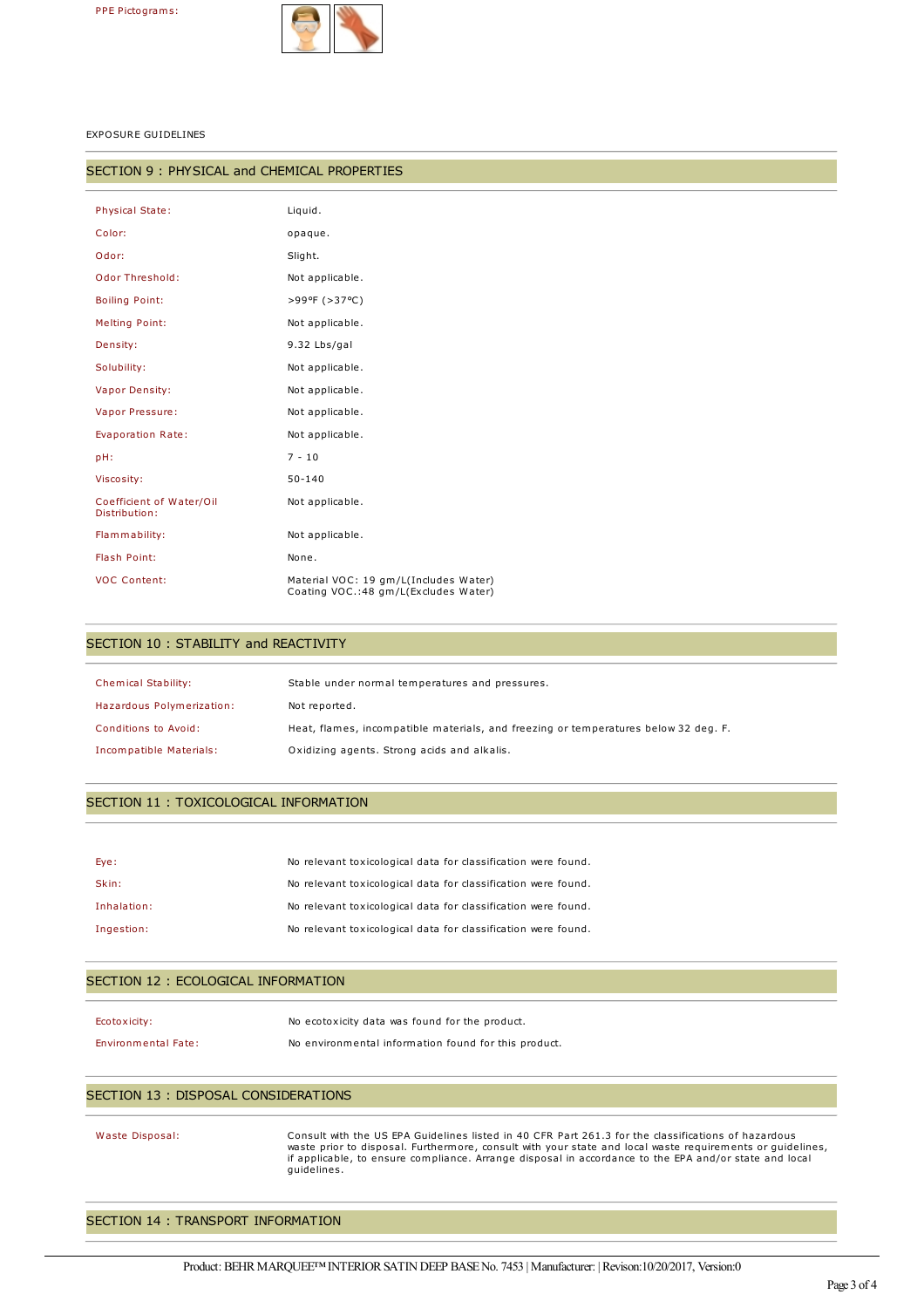PPE Pictograms:

EXPOSURE GUIDELINES

## SECTION 9 : PHYSICAL and CHEMICAL PROPERTIES

| | |
|---|---|
| Physical State: | Liquid. |
| Color: | opaque. |
| Odor: | Slight. |
| Odor Threshold: | Not applicable. |
| Boiling Point: | >99°F (>37°C) |
| Melting Point: | Not applicable. |
| Density: | 9.32 Lbs/gal |
| Solubility: | Not applicable. |
| Vapor Density: | Not applicable. |
| Vapor Pressure: | Not applicable. |
| Evaporation Rate: | Not applicable. |
| pH: | 7 - 10 |
| Viscosity: | 50-140 |
| Coefficient of Water/Oil Distribution: | Not applicable. |
| Flammability: | Not applicable. |
| Flash Point: | None. |
| VOC Content: | Material VOC: 19 gm/L(Includes Water)<br>Coating VOC.:48 gm/L(Excludes Water) |

## SECTION 10 : STABILITY and REACTIVITY

| | |
|---|---|
| Chemical Stability: | Stable under normal temperatures and pressures. |
| Hazardous Polymerization: | Not reported. |
| Conditions to Avoid: | Heat, flames, incompatible materials, and freezing or temperatures below 32 deg. F. |
| Incompatible Materials: | Oxidizing agents. Strong acids and alkalis. |

## SECTION 11 : TOXICOLOGICAL INFORMATION

| | |
|---|---|
| Eye: | No relevant toxicological data for classification were found. |
| Skin: | No relevant toxicological data for classification were found. |
| Inhalation: | No relevant toxicological data for classification were found. |
| Ingestion: | No relevant toxicological data for classification were found. |

## SECTION 12 : ECOLOGICAL INFORMATION

| | |
|---|---|
| Ecotoxicity: | No ecotoxicity data was found for the product. |
| Environmental Fate: | No environmental information found for this product. |

## SECTION 13 : DISPOSAL CONSIDERATIONS

| | |
|---|---|
| Waste Disposal: | Consult with the US EPA Guidelines listed in 40 CFR Part 261.3 for the classifications of hazardous waste prior to disposal. Furthermore, consult with your state and local waste requirements or guidelines, if applicable, to ensure compliance. Arrange disposal in accordance to the EPA and/or state and local guidelines. |

## SECTION 14 : TRANSPORT INFORMATION

Product: BEHR MARQUEE™ INTERIOR SATIN DEEP BASE No. 7453 | Manufacturer: | Revison:10/20/2017, Version:0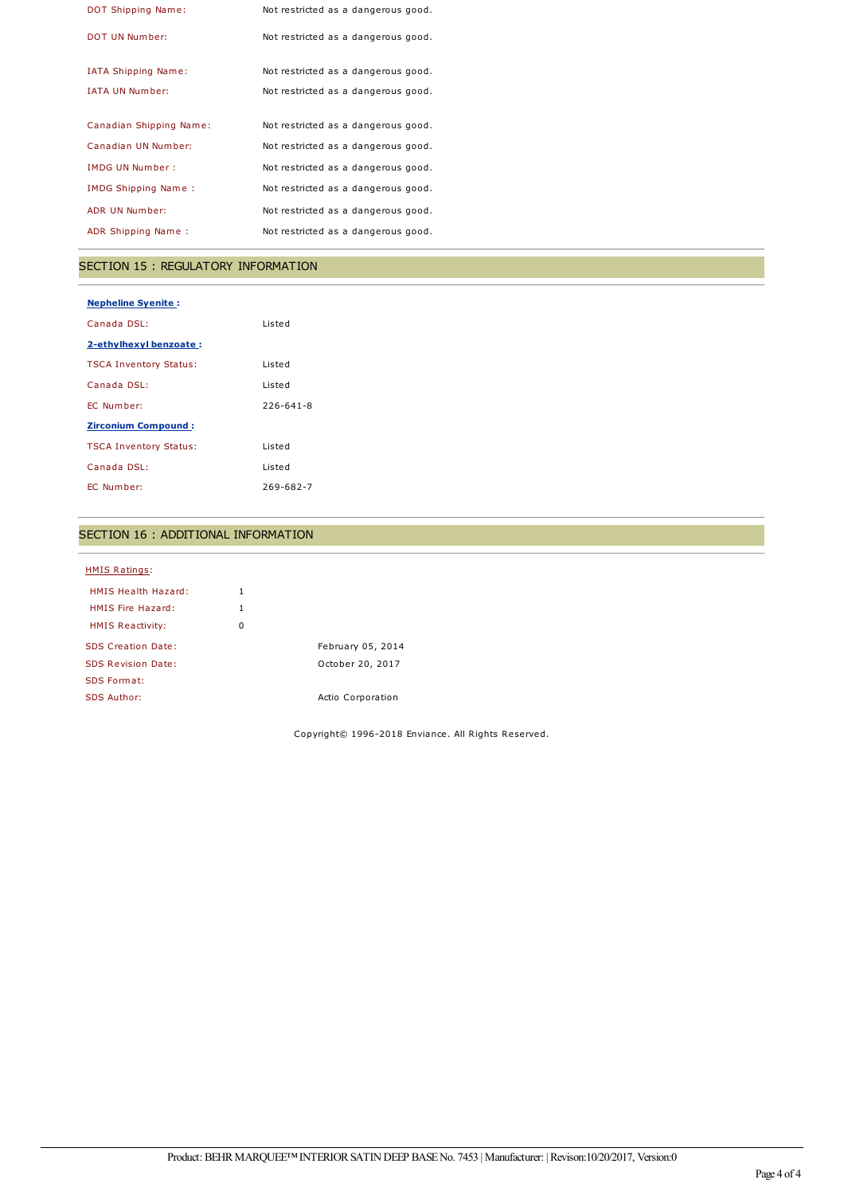| | |
|---|---|
| DOT Shipping Name: | Not restricted as a dangerous good. |
| DOT UN Number: | Not restricted as a dangerous good. |
| IATA Shipping Name: | Not restricted as a dangerous good. |
| IATA UN Number: | Not restricted as a dangerous good. |
| Canadian Shipping Name: | Not restricted as a dangerous good. |
| Canadian UN Number: | Not restricted as a dangerous good. |
| IMDG UN Number : | Not restricted as a dangerous good. |
| IMDG Shipping Name : | Not restricted as a dangerous good. |
| ADR UN Number: | Not restricted as a dangerous good. |
| ADR Shipping Name : | Not restricted as a dangerous good. |

## SECTION 15 : REGULATORY INFORMATION

**Nepheline Syenite :**

| | |
|---|---|
| Canada DSL: | Listed |

**2-ethylhexyl benzoate :**

| | |
|---|---|
| TSCA Inventory Status: | Listed |
| Canada DSL: | Listed |
| EC Number: | 226-641-8 |

**Zirconium Compound :**

| | |
|---|---|
| TSCA Inventory Status: | Listed |
| Canada DSL: | Listed |
| EC Number: | 269-682-7 |

## SECTION 16 : ADDITIONAL INFORMATION

HMIS Ratings:

| | |
|---|---|
| HMIS Health Hazard: | 1 |
| HMIS Fire Hazard: | 1 |
| HMIS Reactivity: | 0 |

| | |
|---|---|
| SDS Creation Date: | February 05, 2014 |
| SDS Revision Date: | October 20, 2017 |
| SDS Format: | |
| SDS Author: | Actio Corporation |

Copyright© 1996-2018 Enviance. All Rights Reserved.

Product: BEHR MARQUEE™ INTERIOR SATIN DEEP BASE No. 7453 | Manufacturer: | Revison:10/20/2017, Version:0